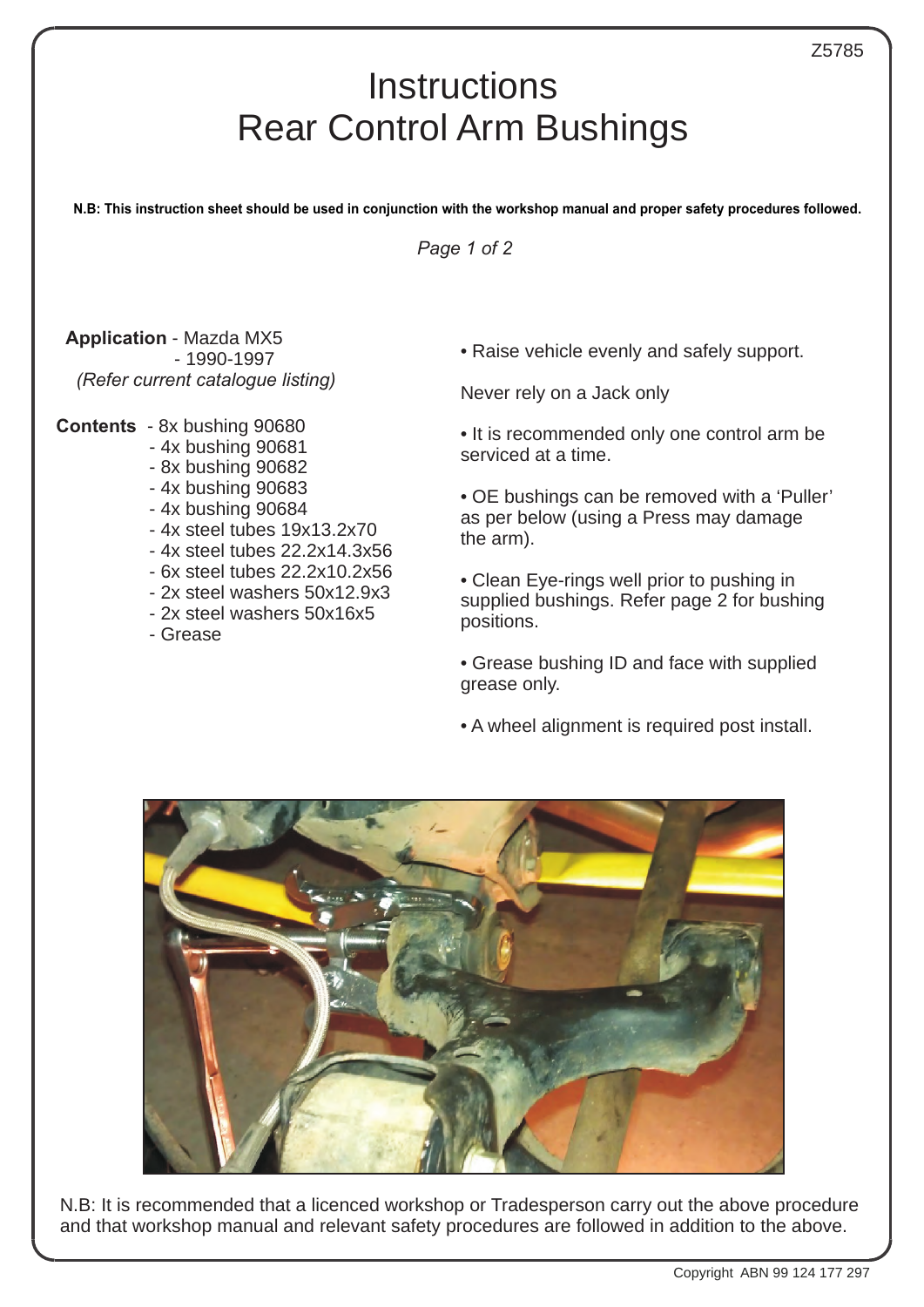Z5785

# Instructions
# Rear Control Arm Bushings

**N.B: This instruction sheet should be used in conjunction with the workshop manual and proper safety procedures followed.**

*Page 1 of 2*

**Application** - Mazda MX5
- 1990-1997

*(Refer current catalogue listing)*

**Contents**
- 8x bushing 90680
- 4x bushing 90681
- 8x bushing 90682
- 4x bushing 90683
- 4x bushing 90684
- 4x steel tubes 19x13.2x70
- 4x steel tubes 22.2x14.3x56
- 6x steel tubes 22.2x10.2x56
- 2x steel washers 50x12.9x3
- 2x steel washers 50x16x5
- Grease

• Raise vehicle evenly and safely support.

Never rely on a Jack only

• It is recommended only one control arm be serviced at a time.

• OE bushings can be removed with a 'Puller' as per below (using a Press may damage the arm).

• Clean Eye-rings well prior to pushing in supplied bushings. Refer page 2 for bushing positions.

• Grease bushing ID and face with supplied grease only.

• A wheel alignment is required post install.

N.B: It is recommended that a licenced workshop or Tradesperson carry out the above procedure and that workshop manual and relevant safety procedures are followed in addition to the above.

Copyright ABN 99 124 177 297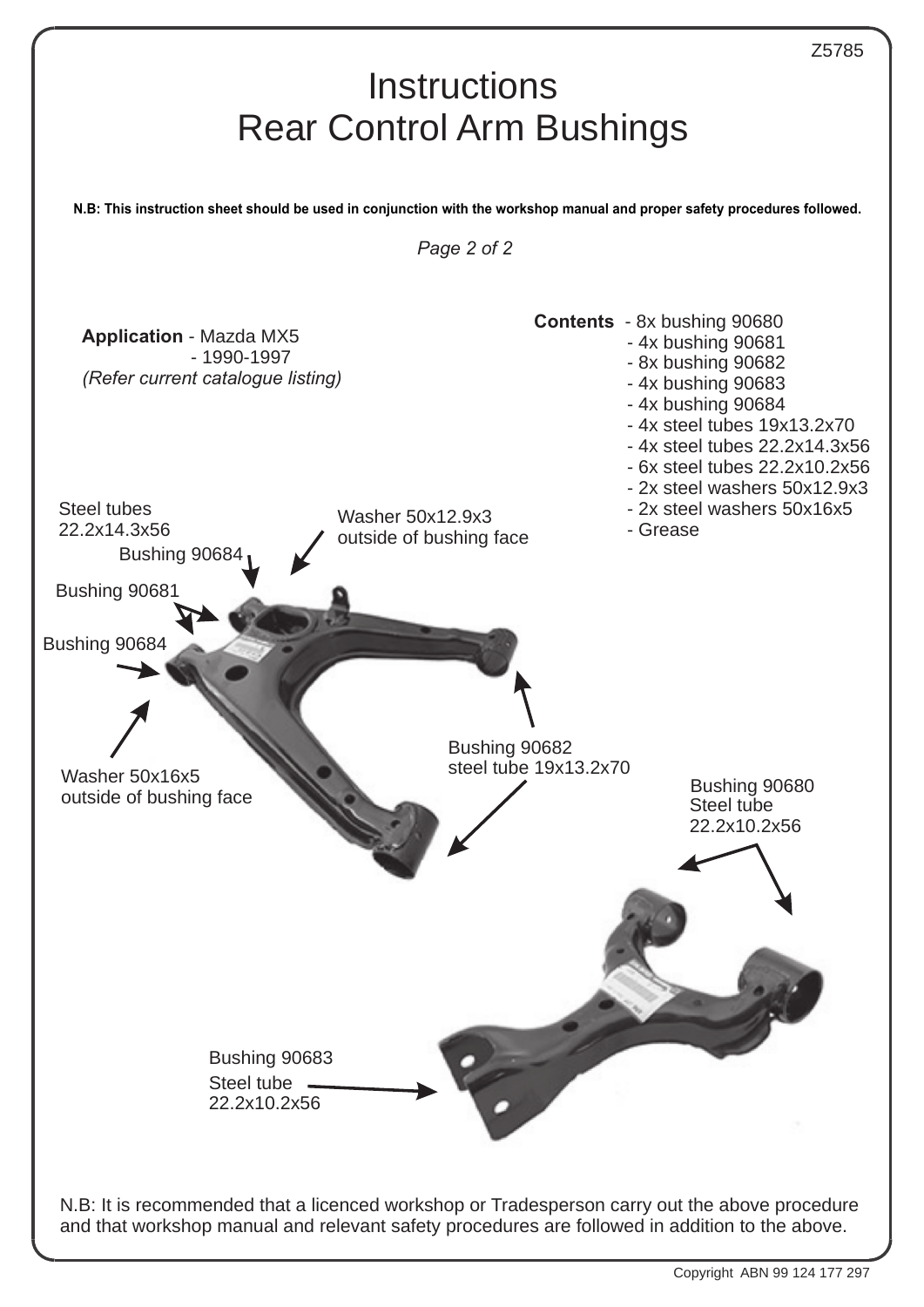Z5785

# Instructions
# Rear Control Arm Bushings

**N.B: This instruction sheet should be used in conjunction with the workshop manual and proper safety procedures followed.**

*Page 2 of 2*

**Application** - Mazda MX5
- 1990-1997

*(Refer current catalogue listing)*

**Contents**
- 8x bushing 90680
- 4x bushing 90681
- 8x bushing 90682
- 4x bushing 90683
- 4x bushing 90684
- 4x steel tubes 19x13.2x70
- 4x steel tubes 22.2x14.3x56
- 6x steel tubes 22.2x10.2x56
- 2x steel washers 50x12.9x3
- 2x steel washers 50x16x5
- Grease

Steel tubes 22.2x14.3x56

Bushing 90684

Washer 50x12.9x3 outside of bushing face

Bushing 90681

Bushing 90684

Washer 50x16x5 outside of bushing face

Bushing 90682 steel tube 19x13.2x70

Bushing 90680 Steel tube 22.2x10.2x56

Bushing 90683 Steel tube 22.2x10.2x56

N.B: It is recommended that a licenced workshop or Tradesperson carry out the above procedure and that workshop manual and relevant safety procedures are followed in addition to the above.

Copyright ABN 99 124 177 297